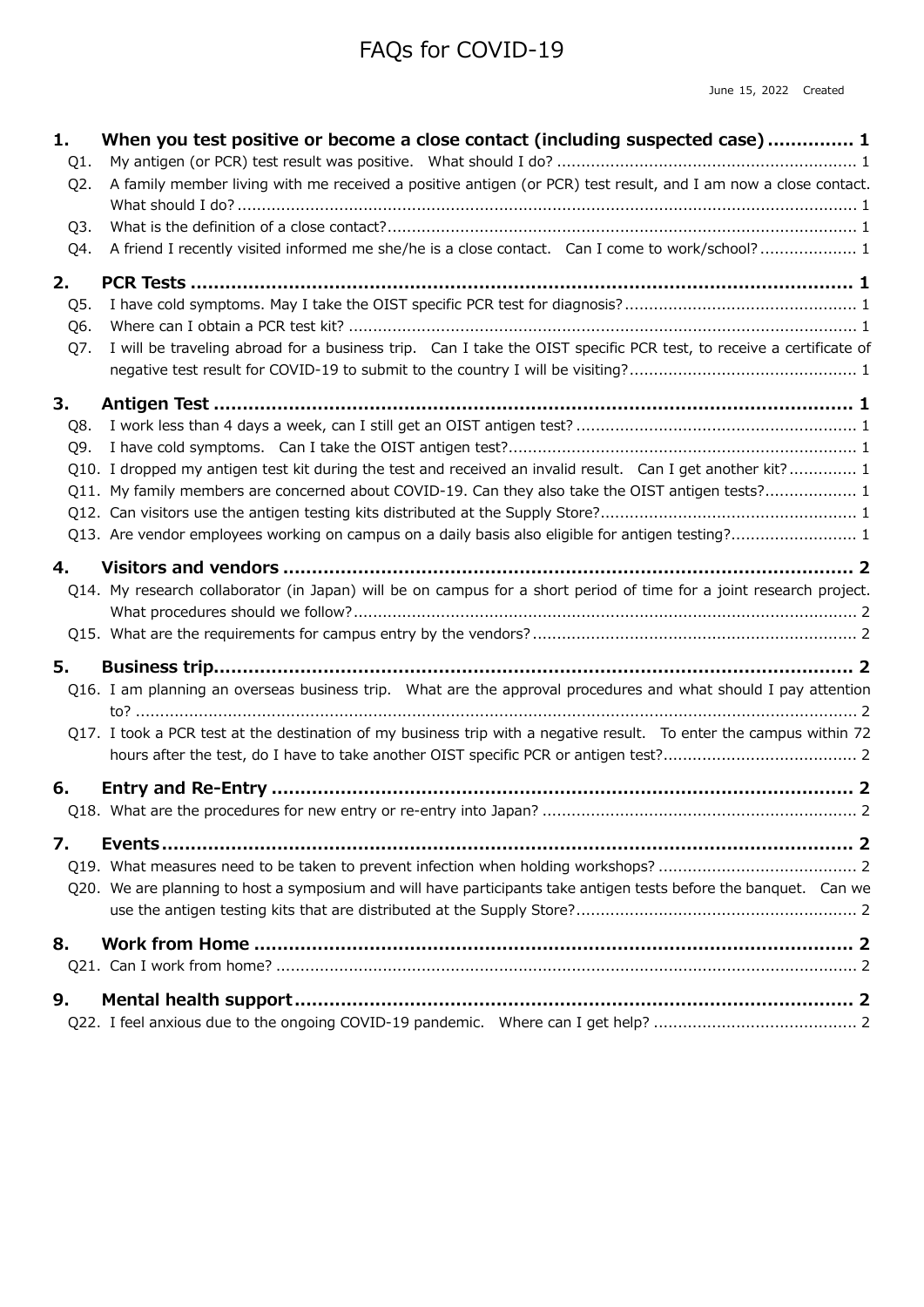# FAQs for COVID-19

June 15, 2022 Created

**1. When you test positive or become a close contact (including suspected case)** ............... 1

- Q1. My antigen (or PCR) test result was positive. What should I do? ............... 1
- Q2. A family member living with me received a positive antigen (or PCR) test result, and I am now a close contact. What should I do? ............... 1
- Q3. What is the definition of a close contact? ............... 1
- Q4. A friend I recently visited informed me she/he is a close contact. Can I come to work/school? ............... 1

**2. PCR Tests** ............... 1

- Q5. I have cold symptoms. May I take the OIST specific PCR test for diagnosis? ............... 1
- Q6. Where can I obtain a PCR test kit? ............... 1
- Q7. I will be traveling abroad for a business trip. Can I take the OIST specific PCR test, to receive a certificate of negative test result for COVID-19 to submit to the country I will be visiting? ............... 1

**3. Antigen Test** ............... 1

- Q8. I work less than 4 days a week, can I still get an OIST antigen test? ............... 1
- Q9. I have cold symptoms. Can I take the OIST antigen test? ............... 1
- Q10. I dropped my antigen test kit during the test and received an invalid result. Can I get another kit? ............... 1
- Q11. My family members are concerned about COVID-19. Can they also take the OIST antigen tests? ............... 1
- Q12. Can visitors use the antigen testing kits distributed at the Supply Store? ............... 1
- Q13. Are vendor employees working on campus on a daily basis also eligible for antigen testing? ............... 1

**4. Visitors and vendors** ............... 2

- Q14. My research collaborator (in Japan) will be on campus for a short period of time for a joint research project. What procedures should we follow? ............... 2
- Q15. What are the requirements for campus entry by the vendors? ............... 2

**5. Business trip** ............... 2

- Q16. I am planning an overseas business trip. What are the approval procedures and what should I pay attention to? ............... 2
- Q17. I took a PCR test at the destination of my business trip with a negative result. To enter the campus within 72 hours after the test, do I have to take another OIST specific PCR or antigen test? ............... 2

**6. Entry and Re-Entry** ............... 2

- Q18. What are the procedures for new entry or re-entry into Japan? ............... 2

**7. Events** ............... 2

- Q19. What measures need to be taken to prevent infection when holding workshops? ............... 2
- Q20. We are planning to host a symposium and will have participants take antigen tests before the banquet. Can we use the antigen testing kits that are distributed at the Supply Store? ............... 2

**8. Work from Home** ............... 2

- Q21. Can I work from home? ............... 2

**9. Mental health support** ............... 2

- Q22. I feel anxious due to the ongoing COVID-19 pandemic. Where can I get help? ............... 2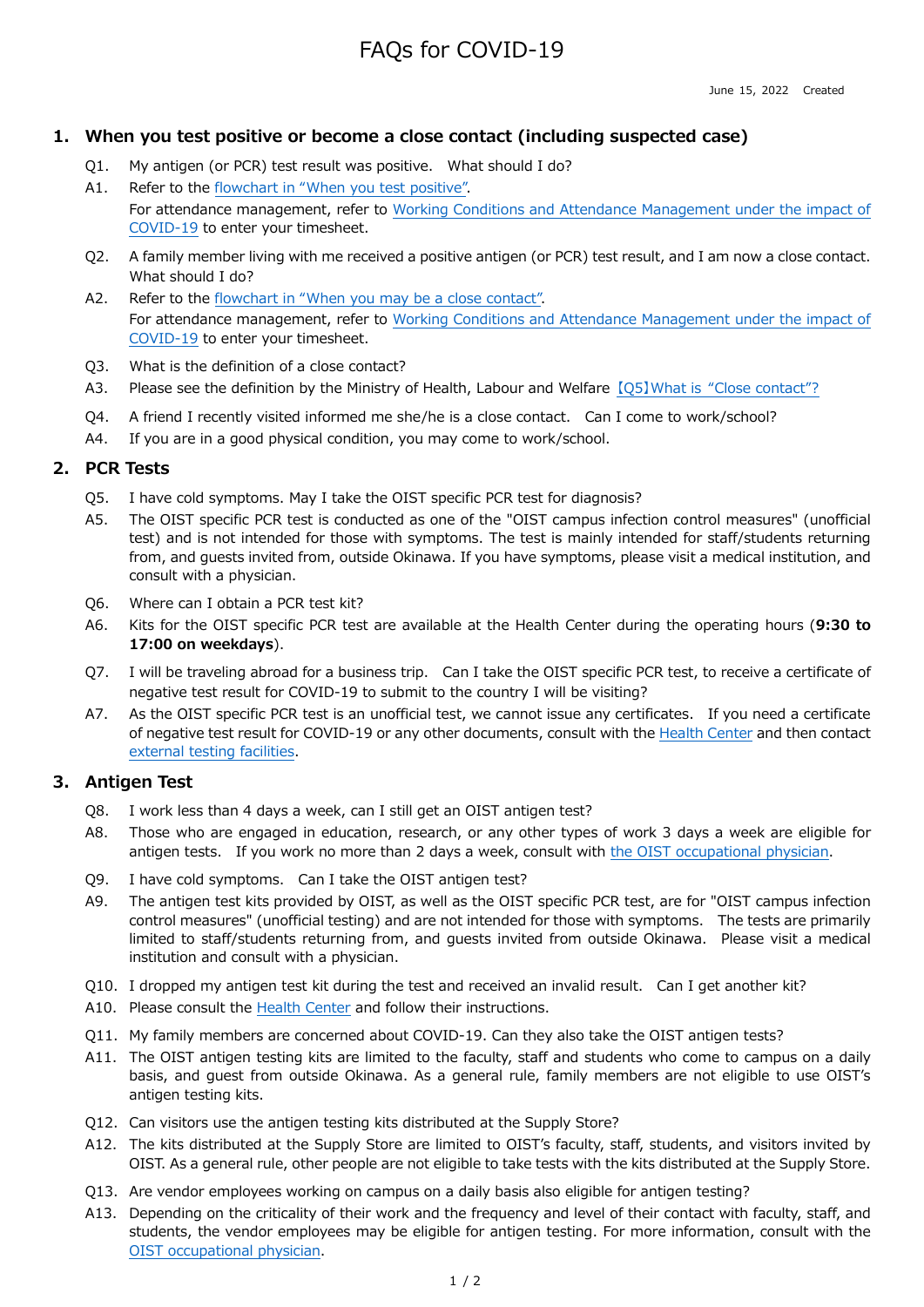# FAQs for COVID-19

June 15, 2022　Created

## 1. When you test positive or become a close contact (including suspected case)

Q1. My antigen (or PCR) test result was positive.　What should I do?

A1. Refer to the flowchart in "When you test positive".
For attendance management, refer to Working Conditions and Attendance Management under the impact of COVID-19 to enter your timesheet.

Q2. A family member living with me received a positive antigen (or PCR) test result, and I am now a close contact. What should I do?

A2. Refer to the flowchart in "When you may be a close contact".
For attendance management, refer to Working Conditions and Attendance Management under the impact of COVID-19 to enter your timesheet.

Q3. What is the definition of a close contact?

A3. Please see the definition by the Ministry of Health, Labour and Welfare 【Q5】What is "Close contact"?

Q4. A friend I recently visited informed me she/he is a close contact.　Can I come to work/school?

A4. If you are in a good physical condition, you may come to work/school.

## 2. PCR Tests

Q5. I have cold symptoms. May I take the OIST specific PCR test for diagnosis?

A5. The OIST specific PCR test is conducted as one of the "OIST campus infection control measures" (unofficial test) and is not intended for those with symptoms. The test is mainly intended for staff/students returning from, and guests invited from, outside Okinawa. If you have symptoms, please visit a medical institution, and consult with a physician.

Q6. Where can I obtain a PCR test kit?

A6. Kits for the OIST specific PCR test are available at the Health Center during the operating hours (**9:30 to 17:00 on weekdays**).

Q7. I will be traveling abroad for a business trip.　Can I take the OIST specific PCR test, to receive a certificate of negative test result for COVID-19 to submit to the country I will be visiting?

A7. As the OIST specific PCR test is an unofficial test, we cannot issue any certificates.　If you need a certificate of negative test result for COVID-19 or any other documents, consult with the Health Center and then contact external testing facilities.

## 3. Antigen Test

Q8. I work less than 4 days a week, can I still get an OIST antigen test?

A8. Those who are engaged in education, research, or any other types of work 3 days a week are eligible for antigen tests.　If you work no more than 2 days a week, consult with the OIST occupational physician.

Q9. I have cold symptoms.　Can I take the OIST antigen test?

A9. The antigen test kits provided by OIST, as well as the OIST specific PCR test, are for "OIST campus infection control measures" (unofficial testing) and are not intended for those with symptoms.　The tests are primarily limited to staff/students returning from, and guests invited from outside Okinawa.　Please visit a medical institution and consult with a physician.

Q10. I dropped my antigen test kit during the test and received an invalid result.　Can I get another kit?

A10. Please consult the Health Center and follow their instructions.

Q11. My family members are concerned about COVID-19. Can they also take the OIST antigen tests?

A11. The OIST antigen testing kits are limited to the faculty, staff and students who come to campus on a daily basis, and guest from outside Okinawa. As a general rule, family members are not eligible to use OIST's antigen testing kits.

Q12. Can visitors use the antigen testing kits distributed at the Supply Store?

A12. The kits distributed at the Supply Store are limited to OIST's faculty, staff, students, and visitors invited by OIST. As a general rule, other people are not eligible to take tests with the kits distributed at the Supply Store.

Q13. Are vendor employees working on campus on a daily basis also eligible for antigen testing?

A13. Depending on the criticality of their work and the frequency and level of their contact with faculty, staff, and students, the vendor employees may be eligible for antigen testing. For more information, consult with the OIST occupational physician.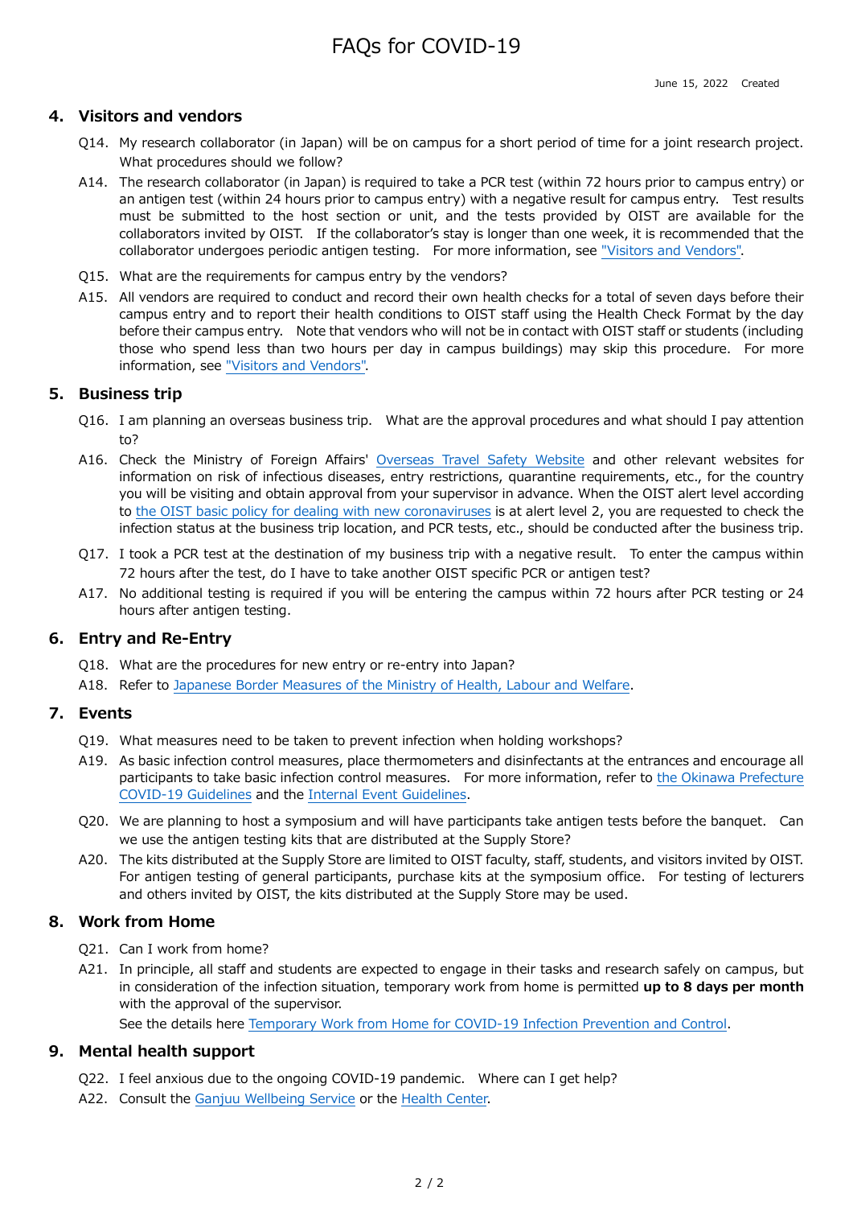# FAQs for COVID-19

June 15, 2022 Created

## 4. Visitors and vendors

Q14. My research collaborator (in Japan) will be on campus for a short period of time for a joint research project. What procedures should we follow?

A14. The research collaborator (in Japan) is required to take a PCR test (within 72 hours prior to campus entry) or an antigen test (within 24 hours prior to campus entry) with a negative result for campus entry. Test results must be submitted to the host section or unit, and the tests provided by OIST are available for the collaborators invited by OIST. If the collaborator's stay is longer than one week, it is recommended that the collaborator undergoes periodic antigen testing. For more information, see "Visitors and Vendors".

Q15. What are the requirements for campus entry by the vendors?

A15. All vendors are required to conduct and record their own health checks for a total of seven days before their campus entry and to report their health conditions to OIST staff using the Health Check Format by the day before their campus entry. Note that vendors who will not be in contact with OIST staff or students (including those who spend less than two hours per day in campus buildings) may skip this procedure. For more information, see "Visitors and Vendors".

## 5. Business trip

Q16. I am planning an overseas business trip. What are the approval procedures and what should I pay attention to?

A16. Check the Ministry of Foreign Affairs' Overseas Travel Safety Website and other relevant websites for information on risk of infectious diseases, entry restrictions, quarantine requirements, etc., for the country you will be visiting and obtain approval from your supervisor in advance. When the OIST alert level according to the OIST basic policy for dealing with new coronaviruses is at alert level 2, you are requested to check the infection status at the business trip location, and PCR tests, etc., should be conducted after the business trip.

Q17. I took a PCR test at the destination of my business trip with a negative result. To enter the campus within 72 hours after the test, do I have to take another OIST specific PCR or antigen test?

A17. No additional testing is required if you will be entering the campus within 72 hours after PCR testing or 24 hours after antigen testing.

## 6. Entry and Re-Entry

Q18. What are the procedures for new entry or re-entry into Japan?

A18. Refer to Japanese Border Measures of the Ministry of Health, Labour and Welfare.

## 7. Events

Q19. What measures need to be taken to prevent infection when holding workshops?

A19. As basic infection control measures, place thermometers and disinfectants at the entrances and encourage all participants to take basic infection control measures. For more information, refer to the Okinawa Prefecture COVID-19 Guidelines and the Internal Event Guidelines.

Q20. We are planning to host a symposium and will have participants take antigen tests before the banquet. Can we use the antigen testing kits that are distributed at the Supply Store?

A20. The kits distributed at the Supply Store are limited to OIST faculty, staff, students, and visitors invited by OIST. For antigen testing of general participants, purchase kits at the symposium office. For testing of lecturers and others invited by OIST, the kits distributed at the Supply Store may be used.

## 8. Work from Home

Q21. Can I work from home?

A21. In principle, all staff and students are expected to engage in their tasks and research safely on campus, but in consideration of the infection situation, temporary work from home is permitted **up to 8 days per month** with the approval of the supervisor.
See the details here Temporary Work from Home for COVID-19 Infection Prevention and Control.

## 9. Mental health support

Q22. I feel anxious due to the ongoing COVID-19 pandemic. Where can I get help?

A22. Consult the Ganjuu Wellbeing Service or the Health Center.